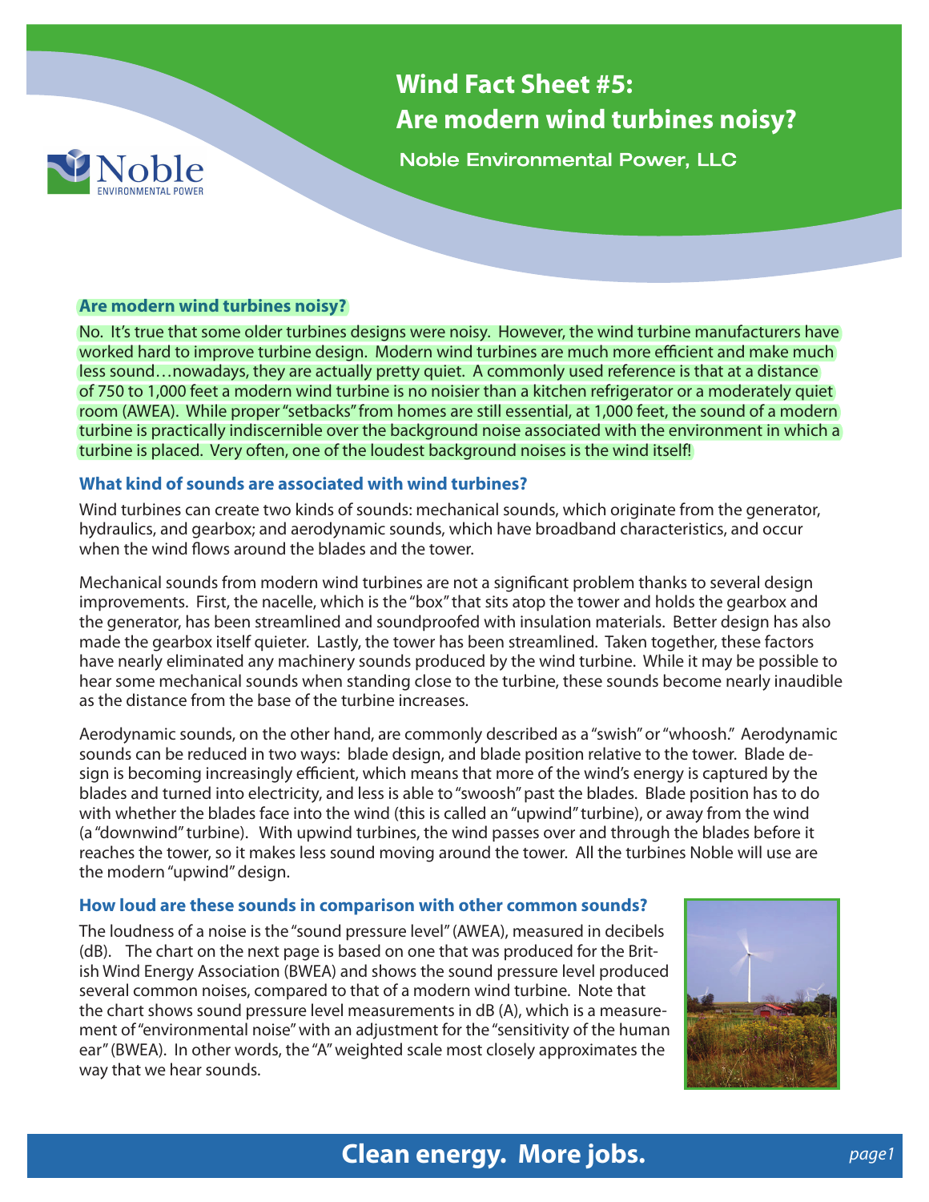# Wind Fact Sheet #5: Are modern wind turbines noisy?

Noble Environmental Power, LLC

### Are modern wind turbines noisy?

No. It's true that some older turbines designs were noisy. However, the wind turbine manufacturers have worked hard to improve turbine design. Modern wind turbines are much more efficient and make much less sound…nowadays, they are actually pretty quiet. A commonly used reference is that at a distance of 750 to 1,000 feet a modern wind turbine is no noisier than a kitchen refrigerator or a moderately quiet room (AWEA). While proper "setbacks" from homes are still essential, at 1,000 feet, the sound of a modern turbine is practically indiscernible over the background noise associated with the environment in which a turbine is placed. Very often, one of the loudest background noises is the wind itself!

### What kind of sounds are associated with wind turbines?

Wind turbines can create two kinds of sounds: mechanical sounds, which originate from the generator, hydraulics, and gearbox; and aerodynamic sounds, which have broadband characteristics, and occur when the wind flows around the blades and the tower.

Mechanical sounds from modern wind turbines are not a significant problem thanks to several design improvements. First, the nacelle, which is the "box" that sits atop the tower and holds the gearbox and the generator, has been streamlined and soundproofed with insulation materials. Better design has also made the gearbox itself quieter. Lastly, the tower has been streamlined. Taken together, these factors have nearly eliminated any machinery sounds produced by the wind turbine. While it may be possible to hear some mechanical sounds when standing close to the turbine, these sounds become nearly inaudible as the distance from the base of the turbine increases.

Aerodynamic sounds, on the other hand, are commonly described as a "swish" or "whoosh." Aerodynamic sounds can be reduced in two ways: blade design, and blade position relative to the tower. Blade design is becoming increasingly efficient, which means that more of the wind's energy is captured by the blades and turned into electricity, and less is able to "swoosh" past the blades. Blade position has to do with whether the blades face into the wind (this is called an "upwind" turbine), or away from the wind (a "downwind" turbine). With upwind turbines, the wind passes over and through the blades before it reaches the tower, so it makes less sound moving around the tower. All the turbines Noble will use are the modern "upwind" design.

### How loud are these sounds in comparison with other common sounds?

The loudness of a noise is the "sound pressure level" (AWEA), measured in decibels (dB). The chart on the next page is based on one that was produced for the British Wind Energy Association (BWEA) and shows the sound pressure level produced several common noises, compared to that of a modern wind turbine. Note that the chart shows sound pressure level measurements in dB (A), which is a measurement of "environmental noise" with an adjustment for the "sensitivity of the human ear" (BWEA). In other words, the "A" weighted scale most closely approximates the way that we hear sounds.

**Clean energy. More jobs.**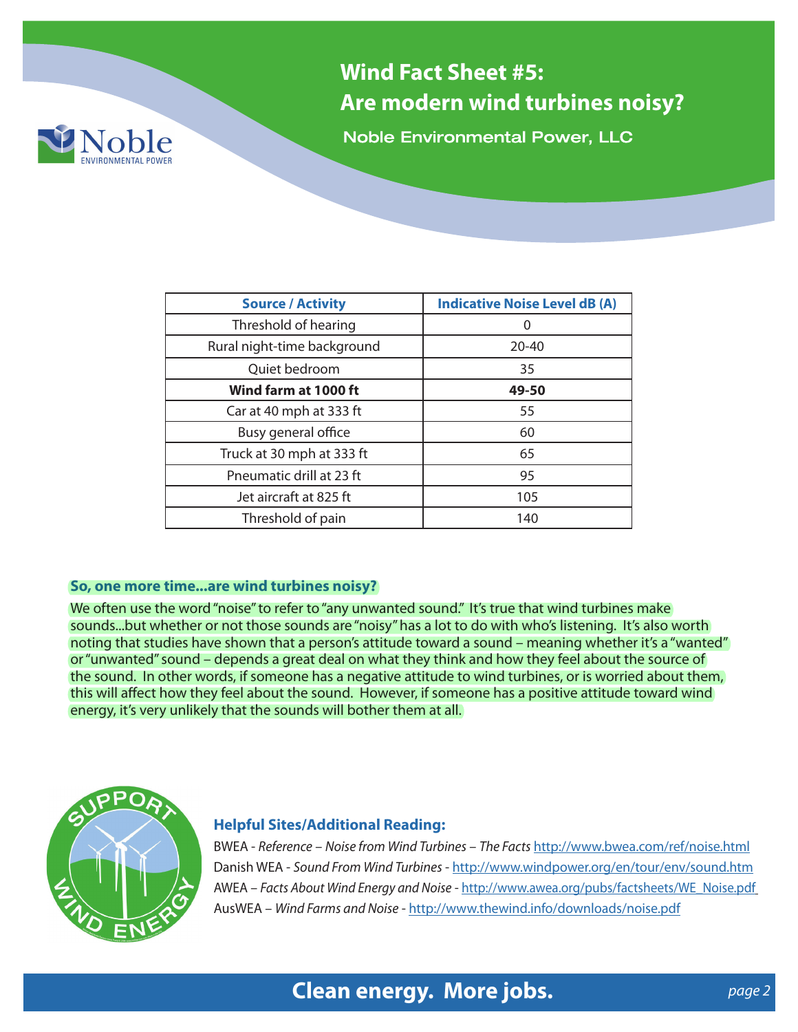# Wind Fact Sheet #5: Are modern wind turbines noisy?

Noble Environmental Power, LLC

| Source / Activity | Indicative Noise Level dB (A) |
|---|---|
| Threshold of hearing | 0 |
| Rural night-time background | 20-40 |
| Quiet bedroom | 35 |
| **Wind farm at 1000 ft** | **49-50** |
| Car at 40 mph at 333 ft | 55 |
| Busy general office | 60 |
| Truck at 30 mph at 333 ft | 65 |
| Pneumatic drill at 23 ft | 95 |
| Jet aircraft at 825 ft | 105 |
| Threshold of pain | 140 |

### So, one more time...are wind turbines noisy?

We often use the word "noise" to refer to "any unwanted sound." It's true that wind turbines make sounds...but whether or not those sounds are "noisy" has a lot to do with who's listening. It's also worth noting that studies have shown that a person's attitude toward a sound – meaning whether it's a "wanted" or "unwanted" sound – depends a great deal on what they think and how they feel about the source of the sound. In other words, if someone has a negative attitude to wind turbines, or is worried about them, this will affect how they feel about the sound. However, if someone has a positive attitude toward wind energy, it's very unlikely that the sounds will bother them at all.

### Helpful Sites/Additional Reading:

BWEA - *Reference – Noise from Wind Turbines – The Facts* http://www.bwea.com/ref/noise.html

Danish WEA - *Sound From Wind Turbines* - http://www.windpower.org/en/tour/env/sound.htm

AWEA – *Facts About Wind Energy and Noise* - http://www.awea.org/pubs/factsheets/WE_Noise.pdf

AusWEA – *Wind Farms and Noise* - http://www.thewind.info/downloads/noise.pdf

**Clean energy. More jobs.**